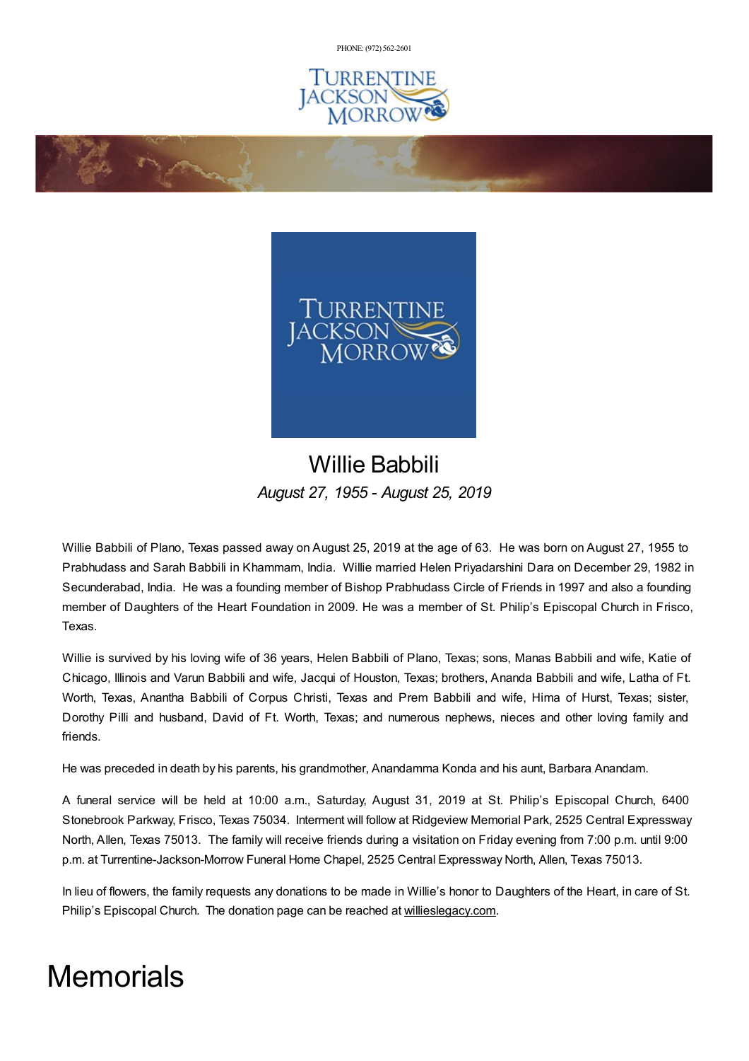PHONE: (972) 562-2601

# Willie Babbili

*August 27, 1955 - August 25, 2019*

Willie Babbili of Plano, Texas passed away on August 25, 2019 at the age of 63. He was born on August 27, 1955 to Prabhudass and Sarah Babbili in Khammam, India. Willie married Helen Priyadarshini Dara on December 29, 1982 in Secunderabad, India. He was a founding member of Bishop Prabhudass Circle of Friends in 1997 and also a founding member of Daughters of the Heart Foundation in 2009. He was a member of St. Philip's Episcopal Church in Frisco, Texas.

Willie is survived by his loving wife of 36 years, Helen Babbili of Plano, Texas; sons, Manas Babbili and wife, Katie of Chicago, Illinois and Varun Babbili and wife, Jacqui of Houston, Texas; brothers, Ananda Babbili and wife, Latha of Ft. Worth, Texas, Anantha Babbili of Corpus Christi, Texas and Prem Babbili and wife, Hima of Hurst, Texas; sister, Dorothy Pilli and husband, David of Ft. Worth, Texas; and numerous nephews, nieces and other loving family and friends.

He was preceded in death by his parents, his grandmother, Anandamma Konda and his aunt, Barbara Anandam.

A funeral service will be held at 10:00 a.m., Saturday, August 31, 2019 at St. Philip's Episcopal Church, 6400 Stonebrook Parkway, Frisco, Texas 75034. Interment will follow at Ridgeview Memorial Park, 2525 Central Expressway North, Allen, Texas 75013. The family will receive friends during a visitation on Friday evening from 7:00 p.m. until 9:00 p.m. at Turrentine-Jackson-Morrow Funeral Home Chapel, 2525 Central Expressway North, Allen, Texas 75013.

In lieu of flowers, the family requests any donations to be made in Willie's honor to Daughters of the Heart, in care of St. Philip's Episcopal Church. The donation page can be reached at willieslegacy.com.

# Memorials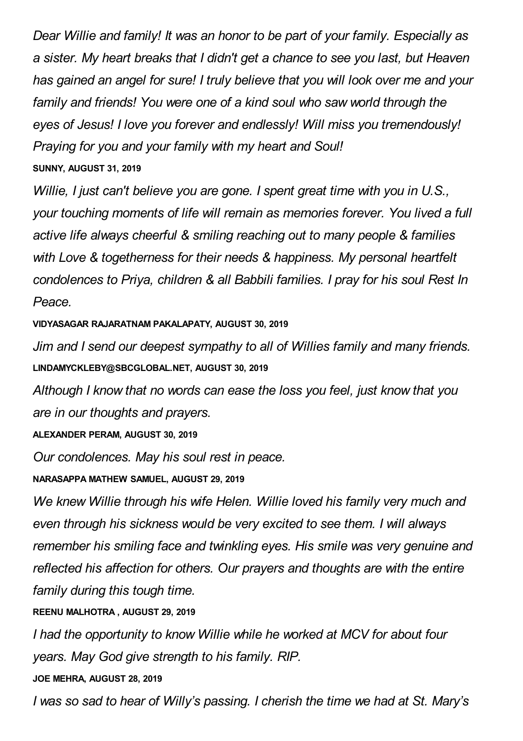*Dear Willie and family! It was an honor to be part of your family. Especially as a sister. My heart breaks that I didn't get a chance to see you last, but Heaven has gained an angel for sure! I truly believe that you will look over me and your family and friends! You were one of a kind soul who saw world through the eyes of Jesus! I love you forever and endlessly! Will miss you tremendously! Praying for you and your family with my heart and Soul!*

**SUNNY, AUGUST 31, 2019**

*Willie, I just can't believe you are gone. I spent great time with you in U.S., your touching moments of life will remain as memories forever. You lived a full active life always cheerful & smiling reaching out to many people & families with Love & togetherness for their needs & happiness. My personal heartfelt condolences to Priya, children & all Babbili families. I pray for his soul Rest In Peace.*

**VIDYASAGAR RAJARATNAM PAKALAPATY, AUGUST 30, 2019**

*Jim and I send our deepest sympathy to all of Willies family and many friends.*

**LINDAMYCKLEBY@SBCGLOBAL.NET, AUGUST 30, 2019**

*Although I know that no words can ease the loss you feel, just know that you are in our thoughts and prayers.*

**ALEXANDER PERAM, AUGUST 30, 2019**

*Our condolences. May his soul rest in peace.*

**NARASAPPA MATHEW SAMUEL, AUGUST 29, 2019**

*We knew Willie through his wife Helen. Willie loved his family very much and even through his sickness would be very excited to see them. I will always remember his smiling face and twinkling eyes. His smile was very genuine and reflected his affection for others. Our prayers and thoughts are with the entire family during this tough time.*

**REENU MALHOTRA , AUGUST 29, 2019**

*I had the opportunity to know Willie while he worked at MCV for about four years. May God give strength to his family. RIP.*

**JOE MEHRA, AUGUST 28, 2019**

*I was so sad to hear of Willy's passing. I cherish the time we had at St. Mary's*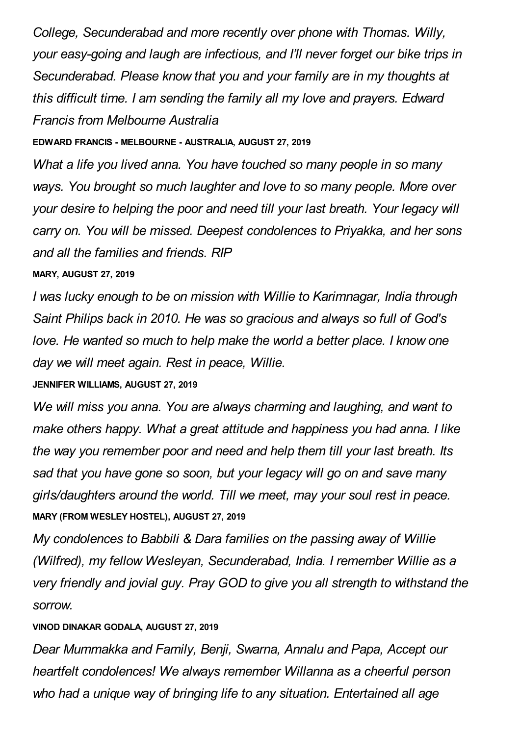*College, Secunderabad and more recently over phone with Thomas. Willy, your easy-going and laugh are infectious, and I'll never forget our bike trips in Secunderabad. Please know that you and your family are in my thoughts at this difficult time. I am sending the family all my love and prayers. Edward Francis from Melbourne Australia*

**EDWARD FRANCIS - MELBOURNE - AUSTRALIA, AUGUST 27, 2019**

*What a life you lived anna. You have touched so many people in so many ways. You brought so much laughter and love to so many people. More over your desire to helping the poor and need till your last breath. Your legacy will carry on. You will be missed. Deepest condolences to Priyakka, and her sons and all the families and friends. RIP*

**MARY, AUGUST 27, 2019**

*I was lucky enough to be on mission with Willie to Karimnagar, India through Saint Philips back in 2010. He was so gracious and always so full of God's love. He wanted so much to help make the world a better place. I know one day we will meet again. Rest in peace, Willie.*

**JENNIFER WILLIAMS, AUGUST 27, 2019**

*We will miss you anna. You are always charming and laughing, and want to make others happy. What a great attitude and happiness you had anna. I like the way you remember poor and need and help them till your last breath. Its sad that you have gone so soon, but your legacy will go on and save many girls/daughters around the world. Till we meet, may your soul rest in peace.*

**MARY (FROM WESLEY HOSTEL), AUGUST 27, 2019**

*My condolences to Babbili & Dara families on the passing away of Willie (Wilfred), my fellow Wesleyan, Secunderabad, India. I remember Willie as a very friendly and jovial guy. Pray GOD to give you all strength to withstand the sorrow.*

**VINOD DINAKAR GODALA, AUGUST 27, 2019**

*Dear Mummakka and Family, Benji, Swarna, Annalu and Papa, Accept our heartfelt condolences! We always remember Willanna as a cheerful person who had a unique way of bringing life to any situation. Entertained all age*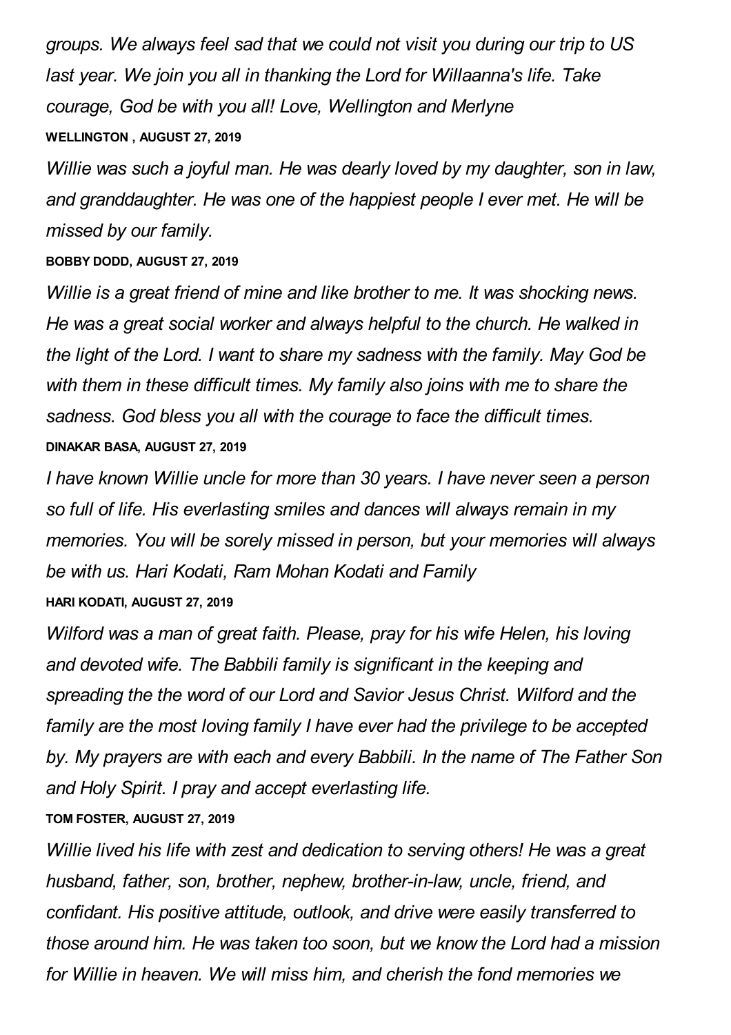*groups. We always feel sad that we could not visit you during our trip to US last year. We join you all in thanking the Lord for Willaanna's life. Take courage, God be with you all! Love, Wellington and Merlyne*

**WELLINGTON , AUGUST 27, 2019**

*Willie was such a joyful man. He was dearly loved by my daughter, son in law, and granddaughter. He was one of the happiest people I ever met. He will be missed by our family.*

**BOBBY DODD, AUGUST 27, 2019**

*Willie is a great friend of mine and like brother to me. It was shocking news. He was a great social worker and always helpful to the church. He walked in the light of the Lord. I want to share my sadness with the family. May God be with them in these difficult times. My family also joins with me to share the sadness. God bless you all with the courage to face the difficult times.*

**DINAKAR BASA, AUGUST 27, 2019**

*I have known Willie uncle for more than 30 years. I have never seen a person so full of life. His everlasting smiles and dances will always remain in my memories. You will be sorely missed in person, but your memories will always be with us. Hari Kodati, Ram Mohan Kodati and Family*

**HARI KODATI, AUGUST 27, 2019**

*Wilford was a man of great faith. Please, pray for his wife Helen, his loving and devoted wife. The Babbili family is significant in the keeping and spreading the the word of our Lord and Savior Jesus Christ. Wilford and the family are the most loving family I have ever had the privilege to be accepted by. My prayers are with each and every Babbili. In the name of The Father Son and Holy Spirit. I pray and accept everlasting life.*

**TOM FOSTER, AUGUST 27, 2019**

*Willie lived his life with zest and dedication to serving others! He was a great husband, father, son, brother, nephew, brother-in-law, uncle, friend, and confidant. His positive attitude, outlook, and drive were easily transferred to those around him. He was taken too soon, but we know the Lord had a mission for Willie in heaven. We will miss him, and cherish the fond memories we*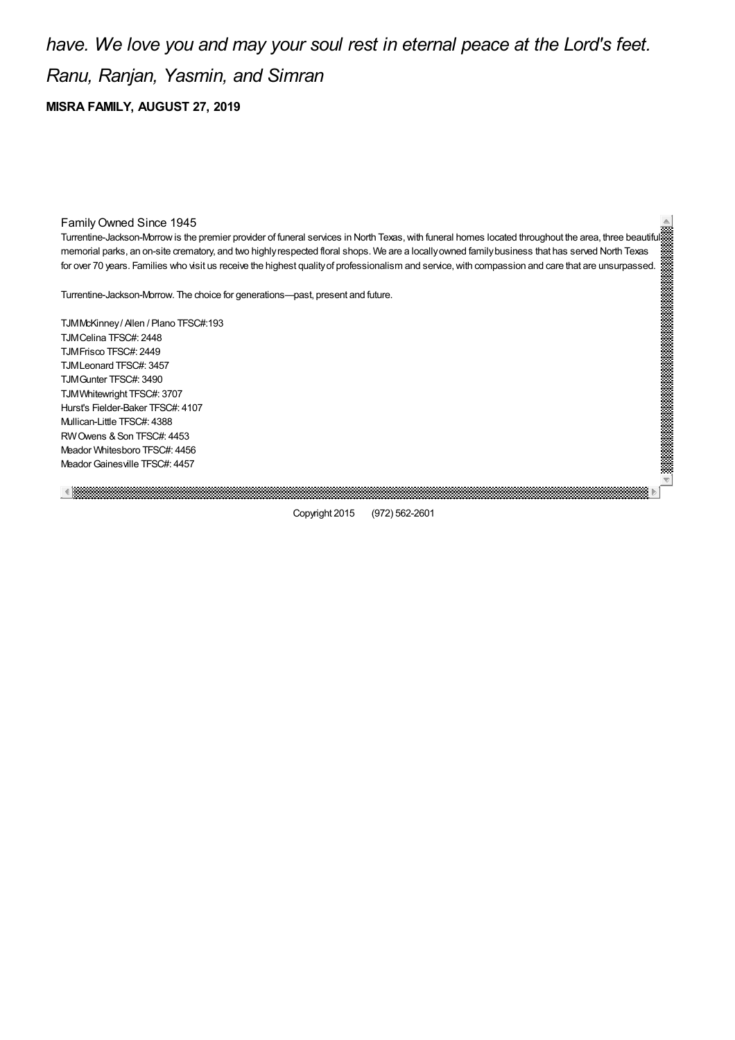*have. We love you and may your soul rest in eternal peace at the Lord's feet.*

*Ranu, Ranjan, Yasmin, and Simran*

**MISRA FAMILY, AUGUST 27, 2019**

Family Owned Since 1945

Turrentine-Jackson-Morrow is the premier provider of funeral services in North Texas, with funeral homes located throughout the area, three beautiful memorial parks, an on-site crematory, and two highly respected floral shops. We are a locally owned family business that has served North Texas for over 70 years. Families who visit us receive the highest quality of professionalism and service, with compassion and care that are unsurpassed.

Turrentine-Jackson-Morrow. The choice for generations—past, present and future.

TJM McKinney / Allen / Plano TFSC#:193
TJM Celina TFSC#: 2448
TJM Frisco TFSC#: 2449
TJM Leonard TFSC#: 3457
TJM Gunter TFSC#: 3490
TJM Whitewright TFSC#: 3707
Hurst's Fielder-Baker TFSC#: 4107
Mullican-Little TFSC#: 4388
RW Owens & Son TFSC#: 4453
Meador Whitesboro TFSC#: 4456
Meador Gainesville TFSC#: 4457

Copyright 2015 (972) 562-2601